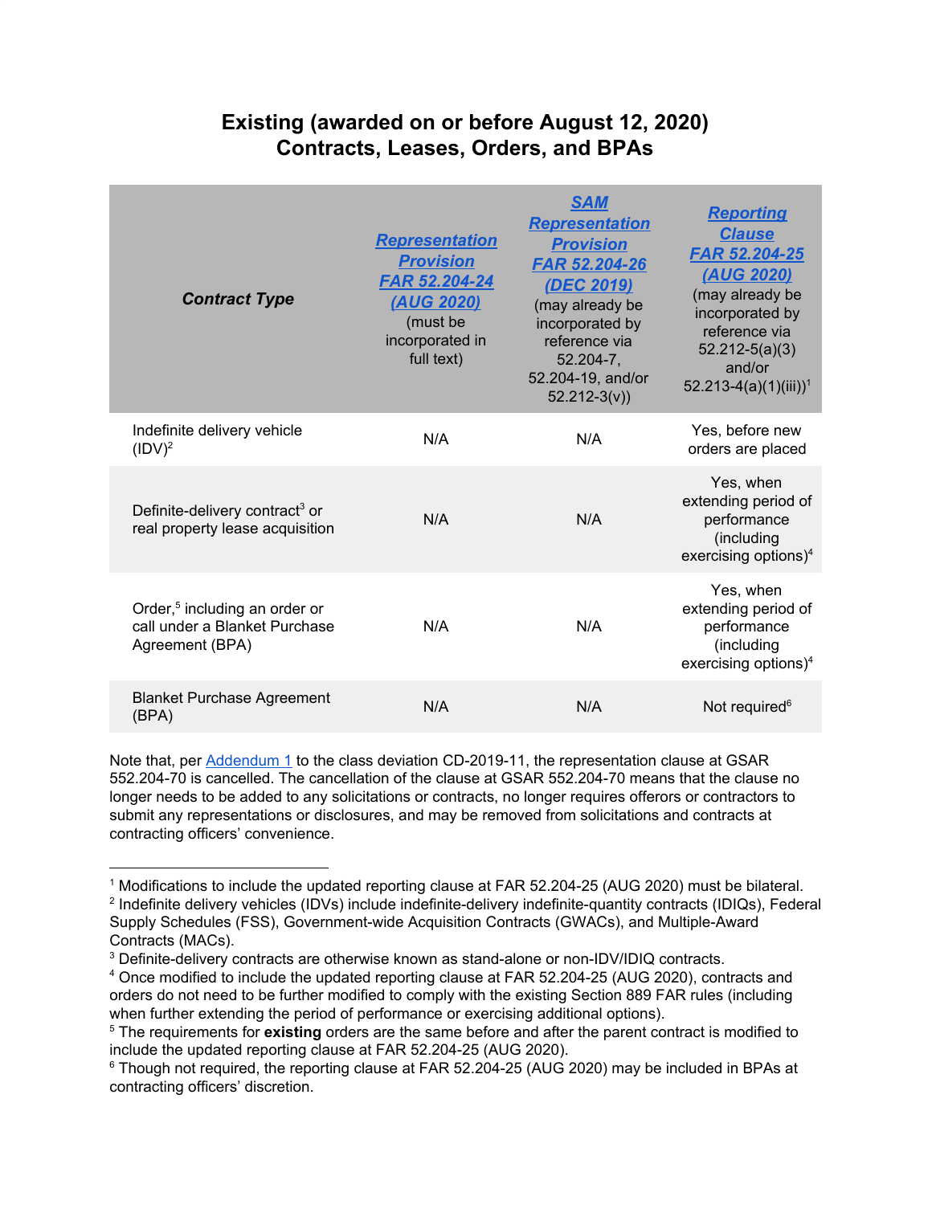# Existing (awarded on or before August 12, 2020) Contracts, Leases, Orders, and BPAs

| ***Contract Type*** | ***Representation Provision FAR 52.204-24 (AUG 2020)*** (must be incorporated in full text) | ***SAM Representation Provision FAR 52.204-26 (DEC 2019)*** (may already be incorporated by reference via 52.204-7, 52.204-19, and/or 52.212-3(v)) | ***Reporting Clause FAR 52.204-25 (AUG 2020)*** (may already be incorporated by reference via 52.212-5(a)(3) and/or 52.213-4(a)(1)(iii))[1] |
|---|---|---|---|
| Indefinite delivery vehicle (IDV)[2] | N/A | N/A | Yes, before new orders are placed |
| Definite-delivery contract[3] or real property lease acquisition | N/A | N/A | Yes, when extending period of performance (including exercising options)[4] |
| Order,[5] including an order or call under a Blanket Purchase Agreement (BPA) | N/A | N/A | Yes, when extending period of performance (including exercising options)[4] |
| Blanket Purchase Agreement (BPA) | N/A | N/A | Not required[6] |

Note that, per Addendum 1 to the class deviation CD-2019-11, the representation clause at GSAR 552.204-70 is cancelled. The cancellation of the clause at GSAR 552.204-70 means that the clause no longer needs to be added to any solicitations or contracts, no longer requires offerors or contractors to submit any representations or disclosures, and may be removed from solicitations and contracts at contracting officers' convenience.

---

[1] Modifications to include the updated reporting clause at FAR 52.204-25 (AUG 2020) must be bilateral.

[2] Indefinite delivery vehicles (IDVs) include indefinite-delivery indefinite-quantity contracts (IDIQs), Federal Supply Schedules (FSS), Government-wide Acquisition Contracts (GWACs), and Multiple-Award Contracts (MACs).

[3] Definite-delivery contracts are otherwise known as stand-alone or non-IDV/IDIQ contracts.

[4] Once modified to include the updated reporting clause at FAR 52.204-25 (AUG 2020), contracts and orders do not need to be further modified to comply with the existing Section 889 FAR rules (including when further extending the period of performance or exercising additional options).

[5] The requirements for **existing** orders are the same before and after the parent contract is modified to include the updated reporting clause at FAR 52.204-25 (AUG 2020).

[6] Though not required, the reporting clause at FAR 52.204-25 (AUG 2020) may be included in BPAs at contracting officers' discretion.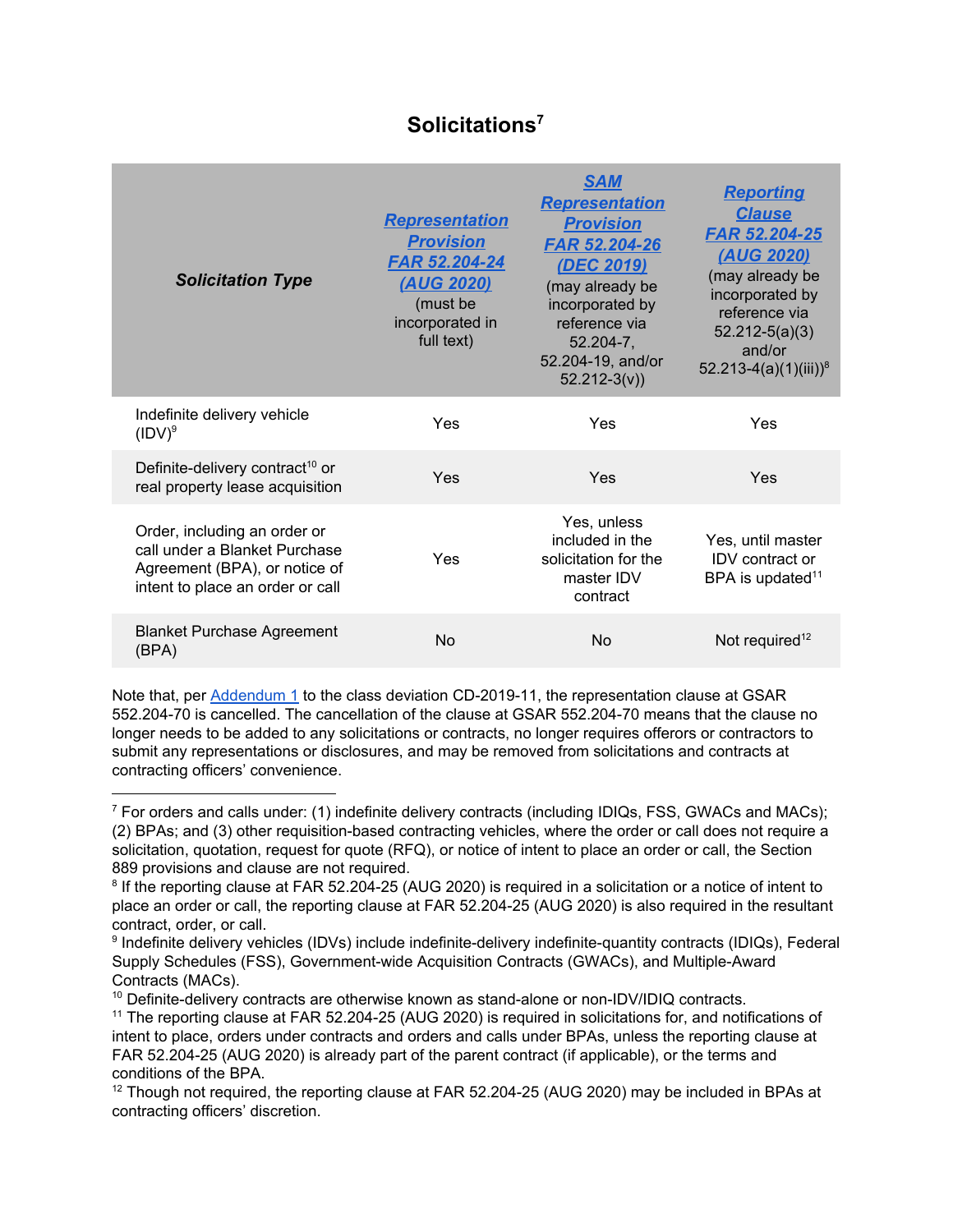## Solicitations[7]

| *Solicitation Type* | Representation Provision FAR 52.204-24 (AUG 2020) (must be incorporated in full text) | SAM Representation Provision FAR 52.204-26 (DEC 2019) (may already be incorporated by reference via 52.204-7, 52.204-19, and/or 52.212-3(v)) | Reporting Clause FAR 52.204-25 (AUG 2020) (may already be incorporated by reference via 52.212-5(a)(3) and/or 52.213-4(a)(1)(iii))[8] |
|---|---|---|---|
| Indefinite delivery vehicle (IDV)[9] | Yes | Yes | Yes |
| Definite-delivery contract[10] or real property lease acquisition | Yes | Yes | Yes |
| Order, including an order or call under a Blanket Purchase Agreement (BPA), or notice of intent to place an order or call | Yes | Yes, unless included in the solicitation for the master IDV contract | Yes, until master IDV contract or BPA is updated[11] |
| Blanket Purchase Agreement (BPA) | No | No | Not required[12] |

Note that, per Addendum 1 to the class deviation CD-2019-11, the representation clause at GSAR 552.204-70 is cancelled. The cancellation of the clause at GSAR 552.204-70 means that the clause no longer needs to be added to any solicitations or contracts, no longer requires offerors or contractors to submit any representations or disclosures, and may be removed from solicitations and contracts at contracting officers' convenience.

---

[7] For orders and calls under: (1) indefinite delivery contracts (including IDIQs, FSS, GWACs and MACs); (2) BPAs; and (3) other requisition-based contracting vehicles, where the order or call does not require a solicitation, quotation, request for quote (RFQ), or notice of intent to place an order or call, the Section 889 provisions and clause are not required.

[8] If the reporting clause at FAR 52.204-25 (AUG 2020) is required in a solicitation or a notice of intent to place an order or call, the reporting clause at FAR 52.204-25 (AUG 2020) is also required in the resultant contract, order, or call.

[9] Indefinite delivery vehicles (IDVs) include indefinite-delivery indefinite-quantity contracts (IDIQs), Federal Supply Schedules (FSS), Government-wide Acquisition Contracts (GWACs), and Multiple-Award Contracts (MACs).

[10] Definite-delivery contracts are otherwise known as stand-alone or non-IDV/IDIQ contracts.

[11] The reporting clause at FAR 52.204-25 (AUG 2020) is required in solicitations for, and notifications of intent to place, orders under contracts and orders and calls under BPAs, unless the reporting clause at FAR 52.204-25 (AUG 2020) is already part of the parent contract (if applicable), or the terms and conditions of the BPA.

[12] Though not required, the reporting clause at FAR 52.204-25 (AUG 2020) may be included in BPAs at contracting officers' discretion.